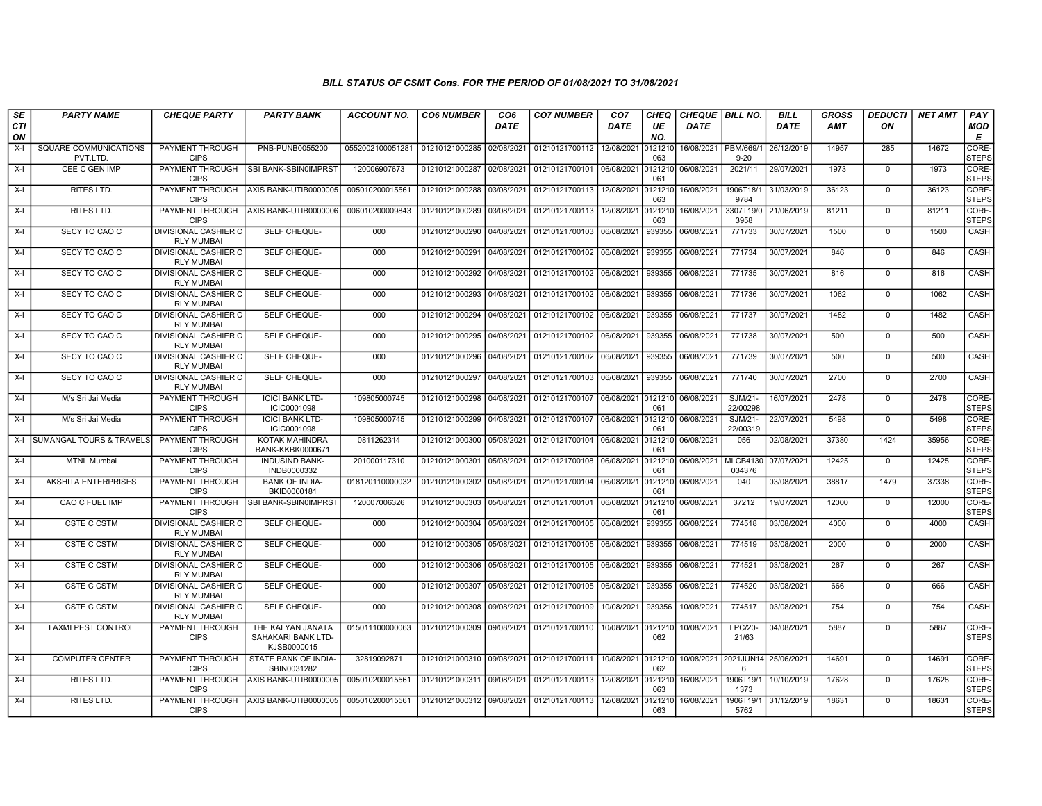# BILL STATUS OF CSMT Cons. FOR THE PERIOD OF 01/08/2021 TO 31/08/2021

| SECTION | PARTY NAME | CHEQUE PARTY | PARTY BANK | ACCOUNT NO. | CO6 NUMBER | CO6 DATE | CO7 NUMBER | CO7 DATE | CHEQUE NO. | CHEQUE DATE | BILL NO. | BILL DATE | GROSS AMT | DEDUCTION | NET AMT | PAY MODE |
|---|---|---|---|---|---|---|---|---|---|---|---|---|---|---|---|---|
| X-I | SQUARE COMMUNICATIONS PVT.LTD. | PAYMENT THROUGH CIPS | PNB-PUNB0055200 | 0552002100051281 | 01210121000285 | 02/08/2021 | 01210121700112 | 12/08/2021 | 0121210063 | 16/08/2021 | PBM/669/19-20 | 26/12/2019 | 14957 | 285 | 14672 | CORE-STEPS |
| X-I | CEE C GEN IMP | PAYMENT THROUGH CIPS | SBI BANK-SBIN0IMPRST | 120006907673 | 01210121000287 | 02/08/2021 | 01210121700101 | 06/08/2021 | 0121210061 | 06/08/2021 | 2021/11 | 29/07/2021 | 1973 | 0 | 1973 | CORE-STEPS |
| X-I | RITES LTD. | PAYMENT THROUGH CIPS | AXIS BANK-UTIB0000005 | 005010200015561 | 01210121000288 | 03/08/2021 | 01210121700113 | 12/08/2021 | 0121210063 | 16/08/2021 | 1906T18/19784 | 31/03/2019 | 36123 | 0 | 36123 | CORE-STEPS |
| X-I | RITES LTD. | PAYMENT THROUGH CIPS | AXIS BANK-UTIB0000006 | 006010200009843 | 01210121000289 | 03/08/2021 | 01210121700113 | 12/08/2021 | 0121210063 | 16/08/2021 | 3307T19/03958 | 21/06/2019 | 81211 | 0 | 81211 | CORE-STEPS |
| X-I | SECY TO CAO C | DIVISIONAL CASHIER C RLY MUMBAI | SELF CHEQUE- | 000 | 01210121000290 | 04/08/2021 | 01210121700103 | 06/08/2021 | 939355 | 06/08/2021 | 771733 | 30/07/2021 | 1500 | 0 | 1500 | CASH |
| X-I | SECY TO CAO C | DIVISIONAL CASHIER C RLY MUMBAI | SELF CHEQUE- | 000 | 01210121000291 | 04/08/2021 | 01210121700102 | 06/08/2021 | 939355 | 06/08/2021 | 771734 | 30/07/2021 | 846 | 0 | 846 | CASH |
| X-I | SECY TO CAO C | DIVISIONAL CASHIER C RLY MUMBAI | SELF CHEQUE- | 000 | 01210121000292 | 04/08/2021 | 01210121700102 | 06/08/2021 | 939355 | 06/08/2021 | 771735 | 30/07/2021 | 816 | 0 | 816 | CASH |
| X-I | SECY TO CAO C | DIVISIONAL CASHIER C RLY MUMBAI | SELF CHEQUE- | 000 | 01210121000293 | 04/08/2021 | 01210121700102 | 06/08/2021 | 939355 | 06/08/2021 | 771736 | 30/07/2021 | 1062 | 0 | 1062 | CASH |
| X-I | SECY TO CAO C | DIVISIONAL CASHIER C RLY MUMBAI | SELF CHEQUE- | 000 | 01210121000294 | 04/08/2021 | 01210121700102 | 06/08/2021 | 939355 | 06/08/2021 | 771737 | 30/07/2021 | 1482 | 0 | 1482 | CASH |
| X-I | SECY TO CAO C | DIVISIONAL CASHIER C RLY MUMBAI | SELF CHEQUE- | 000 | 01210121000295 | 04/08/2021 | 01210121700102 | 06/08/2021 | 939355 | 06/08/2021 | 771738 | 30/07/2021 | 500 | 0 | 500 | CASH |
| X-I | SECY TO CAO C | DIVISIONAL CASHIER C RLY MUMBAI | SELF CHEQUE- | 000 | 01210121000296 | 04/08/2021 | 01210121700102 | 06/08/2021 | 939355 | 06/08/2021 | 771739 | 30/07/2021 | 500 | 0 | 500 | CASH |
| X-I | SECY TO CAO C | DIVISIONAL CASHIER C RLY MUMBAI | SELF CHEQUE- | 000 | 01210121000297 | 04/08/2021 | 01210121700103 | 06/08/2021 | 939355 | 06/08/2021 | 771740 | 30/07/2021 | 2700 | 0 | 2700 | CASH |
| X-I | M/s Sri Jai Media | PAYMENT THROUGH CIPS | ICICI BANK LTD-ICIC0001098 | 109805000745 | 01210121000298 | 04/08/2021 | 01210121700107 | 06/08/2021 | 0121210061 | 06/08/2021 | SJM/21-22/00298 | 16/07/2021 | 2478 | 0 | 2478 | CORE-STEPS |
| X-I | M/s Sri Jai Media | PAYMENT THROUGH CIPS | ICICI BANK LTD-ICIC0001098 | 109805000745 | 01210121000299 | 04/08/2021 | 01210121700107 | 06/08/2021 | 0121210061 | 06/08/2021 | SJM/21-22/00319 | 22/07/2021 | 5498 | 0 | 5498 | CORE-STEPS |
| X-I | SUMANGAL TOURS & TRAVELS | PAYMENT THROUGH CIPS | KOTAK MAHINDRA BANK-KKBK0000671 | 0811262314 | 01210121000300 | 05/08/2021 | 01210121700104 | 06/08/2021 | 0121210061 | 06/08/2021 | 056 | 02/08/2021 | 37380 | 1424 | 35956 | CORE-STEPS |
| X-I | MTNL Mumbai | PAYMENT THROUGH CIPS | INDUSIND BANK-INDB0000332 | 201000117310 | 01210121000301 | 05/08/2021 | 01210121700108 | 06/08/2021 | 0121210061 | 06/08/2021 | MLCB4130034376 | 07/07/2021 | 12425 | 0 | 12425 | CORE-STEPS |
| X-I | AKSHITA ENTERPRISES | PAYMENT THROUGH CIPS | BANK OF INDIA-BKID0000181 | 018120110000032 | 01210121000302 | 05/08/2021 | 01210121700104 | 06/08/2021 | 0121210061 | 06/08/2021 | 040 | 03/08/2021 | 38817 | 1479 | 37338 | CORE-STEPS |
| X-I | CAO C FUEL IMP | PAYMENT THROUGH CIPS | SBI BANK-SBIN0IMPRST | 120007006326 | 01210121000303 | 05/08/2021 | 01210121700101 | 06/08/2021 | 0121210061 | 06/08/2021 | 37212 | 19/07/2021 | 12000 | 0 | 12000 | CORE-STEPS |
| X-I | CSTE C CSTM | DIVISIONAL CASHIER C RLY MUMBAI | SELF CHEQUE- | 000 | 01210121000304 | 05/08/2021 | 01210121700105 | 06/08/2021 | 939355 | 06/08/2021 | 774518 | 03/08/2021 | 4000 | 0 | 4000 | CASH |
| X-I | CSTE C CSTM | DIVISIONAL CASHIER C RLY MUMBAI | SELF CHEQUE- | 000 | 01210121000305 | 05/08/2021 | 01210121700105 | 06/08/2021 | 939355 | 06/08/2021 | 774519 | 03/08/2021 | 2000 | 0 | 2000 | CASH |
| X-I | CSTE C CSTM | DIVISIONAL CASHIER C RLY MUMBAI | SELF CHEQUE- | 000 | 01210121000306 | 05/08/2021 | 01210121700105 | 06/08/2021 | 939355 | 06/08/2021 | 774521 | 03/08/2021 | 267 | 0 | 267 | CASH |
| X-I | CSTE C CSTM | DIVISIONAL CASHIER C RLY MUMBAI | SELF CHEQUE- | 000 | 01210121000307 | 05/08/2021 | 01210121700105 | 06/08/2021 | 939355 | 06/08/2021 | 774520 | 03/08/2021 | 666 | 0 | 666 | CASH |
| X-I | CSTE C CSTM | DIVISIONAL CASHIER C RLY MUMBAI | SELF CHEQUE- | 000 | 01210121000308 | 09/08/2021 | 01210121700109 | 10/08/2021 | 939356 | 10/08/2021 | 774517 | 03/08/2021 | 754 | 0 | 754 | CASH |
| X-I | LAXMI PEST CONTROL | PAYMENT THROUGH CIPS | THE KALYAN JANATA SAHAKARI BANK LTD-KJSB0000015 | 015011100000063 | 01210121000309 | 09/08/2021 | 01210121700110 | 10/08/2021 | 0121210062 | 10/08/2021 | LPC/20-21/63 | 04/08/2021 | 5887 | 0 | 5887 | CORE-STEPS |
| X-I | COMPUTER CENTER | PAYMENT THROUGH CIPS | STATE BANK OF INDIA-SBIN0031282 | 32819092871 | 01210121000310 | 09/08/2021 | 01210121700111 | 10/08/2021 | 0121210062 | 10/08/2021 | 2021JUN146 | 25/06/2021 | 14691 | 0 | 14691 | CORE-STEPS |
| X-I | RITES LTD. | PAYMENT THROUGH CIPS | AXIS BANK-UTIB0000005 | 005010200015561 | 01210121000311 | 09/08/2021 | 01210121700113 | 12/08/2021 | 0121210063 | 16/08/2021 | 1906T19/11373 | 10/10/2019 | 17628 | 0 | 17628 | CORE-STEPS |
| X-I | RITES LTD. | PAYMENT THROUGH CIPS | AXIS BANK-UTIB0000005 | 005010200015561 | 01210121000312 | 09/08/2021 | 01210121700113 | 12/08/2021 | 0121210063 | 16/08/2021 | 1906T19/15762 | 31/12/2019 | 18631 | 0 | 18631 | CORE-STEPS |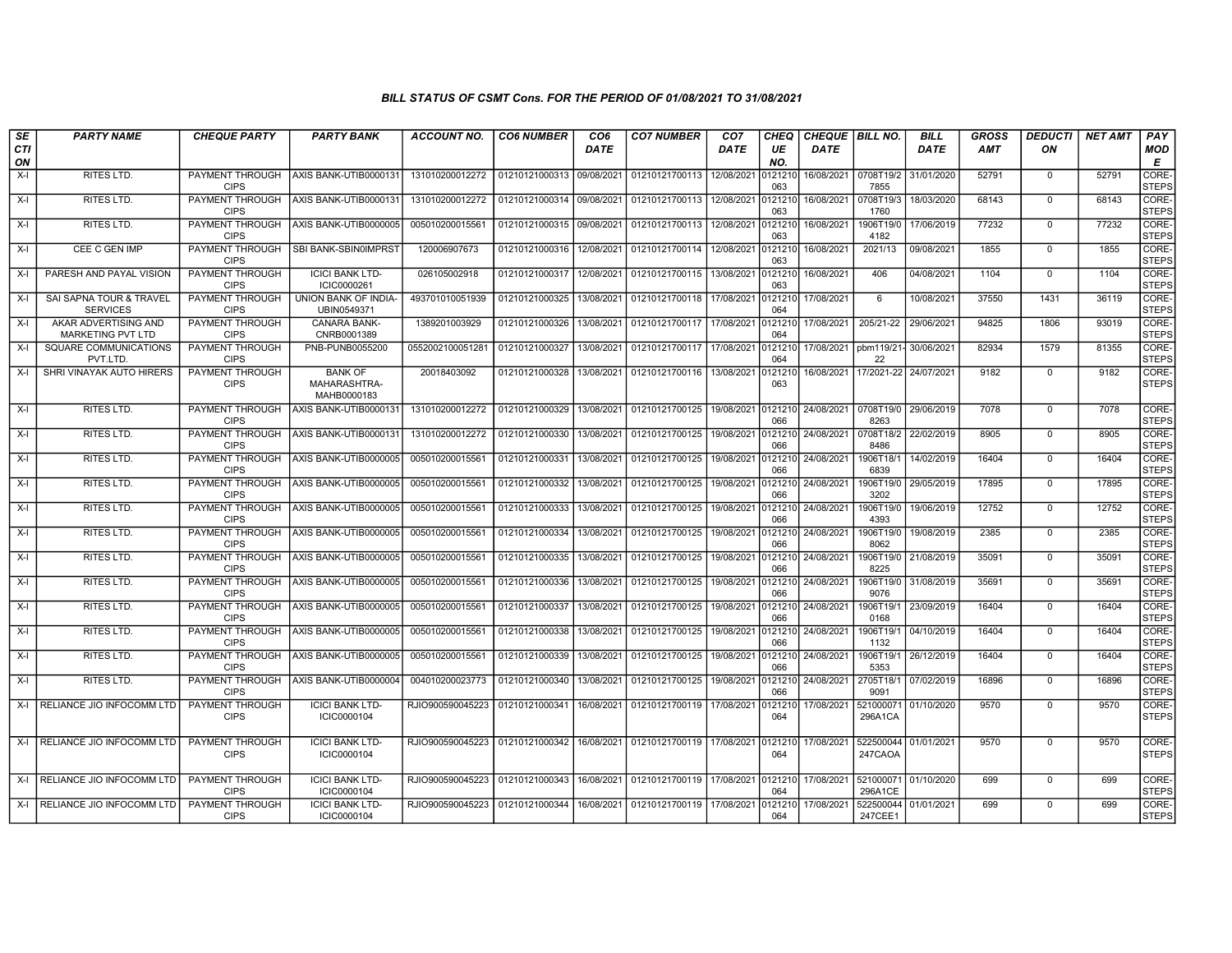### BILL STATUS OF CSMT Cons. FOR THE PERIOD OF 01/08/2021 TO 31/08/2021

| SECTION | PARTY NAME | CHEQUE PARTY | PARTY BANK | ACCOUNT NO. | CO6 NUMBER | CO6 DATE | CO7 NUMBER | CO7 DATE | CHEQUE NO. | CHEQUE DATE | BILL NO. | BILL DATE | GROSS AMT | DEDUCTION | NET AMT | PAY MODE |
|---|---|---|---|---|---|---|---|---|---|---|---|---|---|---|---|---|
| X-I | RITES LTD. | PAYMENT THROUGH CIPS | AXIS BANK-UTIB0000131 | 131010200012272 | 01210121000313 | 09/08/2021 | 01210121700113 | 12/08/2021 | 0121210063 | 16/08/2021 | 0708T19/27855 | 31/01/2020 | 52791 | 0 | 52791 | CORE-STEPS |
| X-I | RITES LTD. | PAYMENT THROUGH CIPS | AXIS BANK-UTIB0000131 | 131010200012272 | 01210121000314 | 09/08/2021 | 01210121700113 | 12/08/2021 | 0121210063 | 16/08/2021 | 0708T19/31760 | 18/03/2020 | 68143 | 0 | 68143 | CORE-STEPS |
| X-I | RITES LTD. | PAYMENT THROUGH CIPS | AXIS BANK-UTIB0000005 | 005010200015561 | 01210121000315 | 09/08/2021 | 01210121700113 | 12/08/2021 | 0121210063 | 16/08/2021 | 1906T19/04182 | 17/06/2019 | 77232 | 0 | 77232 | CORE-STEPS |
| X-I | CEE C GEN IMP | PAYMENT THROUGH CIPS | SBI BANK-SBIN0IMPRST | 120006907673 | 01210121000316 | 12/08/2021 | 01210121700114 | 12/08/2021 | 0121210063 | 16/08/2021 | 2021/13 | 09/08/2021 | 1855 | 0 | 1855 | CORE-STEPS |
| X-I | PARESH AND PAYAL VISION | PAYMENT THROUGH CIPS | ICICI BANK LTD-ICIC0000261 | 026105002918 | 01210121000317 | 12/08/2021 | 01210121700115 | 13/08/2021 | 0121210063 | 16/08/2021 | 406 | 04/08/2021 | 1104 | 0 | 1104 | CORE-STEPS |
| X-I | SAI SAPNA TOUR & TRAVEL SERVICES | PAYMENT THROUGH CIPS | UNION BANK OF INDIA-UBIN0549371 | 493701010051939 | 01210121000325 | 13/08/2021 | 01210121700118 | 17/08/2021 | 0121210064 | 17/08/2021 | 6 | 10/08/2021 | 37550 | 1431 | 36119 | CORE-STEPS |
| X-I | AKAR ADVERTISING AND MARKETING PVT LTD | PAYMENT THROUGH CIPS | CANARA BANK-CNRB0001389 | 1389201003929 | 01210121000326 | 13/08/2021 | 01210121700117 | 17/08/2021 | 0121210064 | 17/08/2021 | 205/21-22 | 29/06/2021 | 94825 | 1806 | 93019 | CORE-STEPS |
| X-I | SQUARE COMMUNICATIONS PVT.LTD. | PAYMENT THROUGH CIPS | PNB-PUNB0055200 | 0552002100051281 | 01210121000327 | 13/08/2021 | 01210121700117 | 17/08/2021 | 0121210064 | 17/08/2021 | pbm119/21-22 | 30/06/2021 | 82934 | 1579 | 81355 | CORE-STEPS |
| X-I | SHRI VINAYAK AUTO HIRERS | PAYMENT THROUGH CIPS | BANK OF MAHARASHTRA-MAHB0000183 | 20018403092 | 01210121000328 | 13/08/2021 | 01210121700116 | 13/08/2021 | 0121210063 | 16/08/2021 | 17/2021-22 | 24/07/2021 | 9182 | 0 | 9182 | CORE-STEPS |
| X-I | RITES LTD. | PAYMENT THROUGH CIPS | AXIS BANK-UTIB0000131 | 131010200012272 | 01210121000329 | 13/08/2021 | 01210121700125 | 19/08/2021 | 0121210066 | 24/08/2021 | 0708T19/08263 | 29/06/2019 | 7078 | 0 | 7078 | CORE-STEPS |
| X-I | RITES LTD. | PAYMENT THROUGH CIPS | AXIS BANK-UTIB0000131 | 131010200012272 | 01210121000330 | 13/08/2021 | 01210121700125 | 19/08/2021 | 0121210066 | 24/08/2021 | 0708T18/28486 | 22/02/2019 | 8905 | 0 | 8905 | CORE-STEPS |
| X-I | RITES LTD. | PAYMENT THROUGH CIPS | AXIS BANK-UTIB0000005 | 005010200015561 | 01210121000331 | 13/08/2021 | 01210121700125 | 19/08/2021 | 0121210066 | 24/08/2021 | 1906T18/16839 | 14/02/2019 | 16404 | 0 | 16404 | CORE-STEPS |
| X-I | RITES LTD. | PAYMENT THROUGH CIPS | AXIS BANK-UTIB0000005 | 005010200015561 | 01210121000332 | 13/08/2021 | 01210121700125 | 19/08/2021 | 0121210066 | 24/08/2021 | 1906T19/03202 | 29/05/2019 | 17895 | 0 | 17895 | CORE-STEPS |
| X-I | RITES LTD. | PAYMENT THROUGH CIPS | AXIS BANK-UTIB0000005 | 005010200015561 | 01210121000333 | 13/08/2021 | 01210121700125 | 19/08/2021 | 0121210066 | 24/08/2021 | 1906T19/04393 | 19/06/2019 | 12752 | 0 | 12752 | CORE-STEPS |
| X-I | RITES LTD. | PAYMENT THROUGH CIPS | AXIS BANK-UTIB0000005 | 005010200015561 | 01210121000334 | 13/08/2021 | 01210121700125 | 19/08/2021 | 0121210066 | 24/08/2021 | 1906T19/08062 | 19/08/2019 | 2385 | 0 | 2385 | CORE-STEPS |
| X-I | RITES LTD. | PAYMENT THROUGH CIPS | AXIS BANK-UTIB0000005 | 005010200015561 | 01210121000335 | 13/08/2021 | 01210121700125 | 19/08/2021 | 0121210066 | 24/08/2021 | 1906T19/08225 | 21/08/2019 | 35091 | 0 | 35091 | CORE-STEPS |
| X-I | RITES LTD. | PAYMENT THROUGH CIPS | AXIS BANK-UTIB0000005 | 005010200015561 | 01210121000336 | 13/08/2021 | 01210121700125 | 19/08/2021 | 0121210066 | 24/08/2021 | 1906T19/09076 | 31/08/2019 | 35691 | 0 | 35691 | CORE-STEPS |
| X-I | RITES LTD. | PAYMENT THROUGH CIPS | AXIS BANK-UTIB0000005 | 005010200015561 | 01210121000337 | 13/08/2021 | 01210121700125 | 19/08/2021 | 0121210066 | 24/08/2021 | 1906T19/10168 | 23/09/2019 | 16404 | 0 | 16404 | CORE-STEPS |
| X-I | RITES LTD. | PAYMENT THROUGH CIPS | AXIS BANK-UTIB0000005 | 005010200015561 | 01210121000338 | 13/08/2021 | 01210121700125 | 19/08/2021 | 0121210066 | 24/08/2021 | 1906T19/11132 | 04/10/2019 | 16404 | 0 | 16404 | CORE-STEPS |
| X-I | RITES LTD. | PAYMENT THROUGH CIPS | AXIS BANK-UTIB0000005 | 005010200015561 | 01210121000339 | 13/08/2021 | 01210121700125 | 19/08/2021 | 0121210066 | 24/08/2021 | 1906T19/15353 | 26/12/2019 | 16404 | 0 | 16404 | CORE-STEPS |
| X-I | RITES LTD. | PAYMENT THROUGH CIPS | AXIS BANK-UTIB0000004 | 004010200023773 | 01210121000340 | 13/08/2021 | 01210121700125 | 19/08/2021 | 0121210066 | 24/08/2021 | 2705T18/19091 | 07/02/2019 | 16896 | 0 | 16896 | CORE-STEPS |
| X-I | RELIANCE JIO INFOCOMM LTD | PAYMENT THROUGH CIPS | ICICI BANK LTD-ICIC0000104 | RJIO900590045223 | 01210121000341 | 16/08/2021 | 01210121700119 | 17/08/2021 | 0121210064 | 17/08/2021 | 521000071296A1CA | 01/10/2020 | 9570 | 0 | 9570 | CORE-STEPS |
| X-I | RELIANCE JIO INFOCOMM LTD | PAYMENT THROUGH CIPS | ICICI BANK LTD-ICIC0000104 | RJIO900590045223 | 01210121000342 | 16/08/2021 | 01210121700119 | 17/08/2021 | 0121210064 | 17/08/2021 | 522500044247CAOA | 01/01/2021 | 9570 | 0 | 9570 | CORE-STEPS |
| X-I | RELIANCE JIO INFOCOMM LTD | PAYMENT THROUGH CIPS | ICICI BANK LTD-ICIC0000104 | RJIO900590045223 | 01210121000343 | 16/08/2021 | 01210121700119 | 17/08/2021 | 0121210064 | 17/08/2021 | 521000071296A1CE | 01/10/2020 | 699 | 0 | 699 | CORE-STEPS |
| X-I | RELIANCE JIO INFOCOMM LTD | PAYMENT THROUGH CIPS | ICICI BANK LTD-ICIC0000104 | RJIO900590045223 | 01210121000344 | 16/08/2021 | 01210121700119 | 17/08/2021 | 0121210064 | 17/08/2021 | 522500044247CEE1 | 01/01/2021 | 699 | 0 | 699 | CORE-STEPS |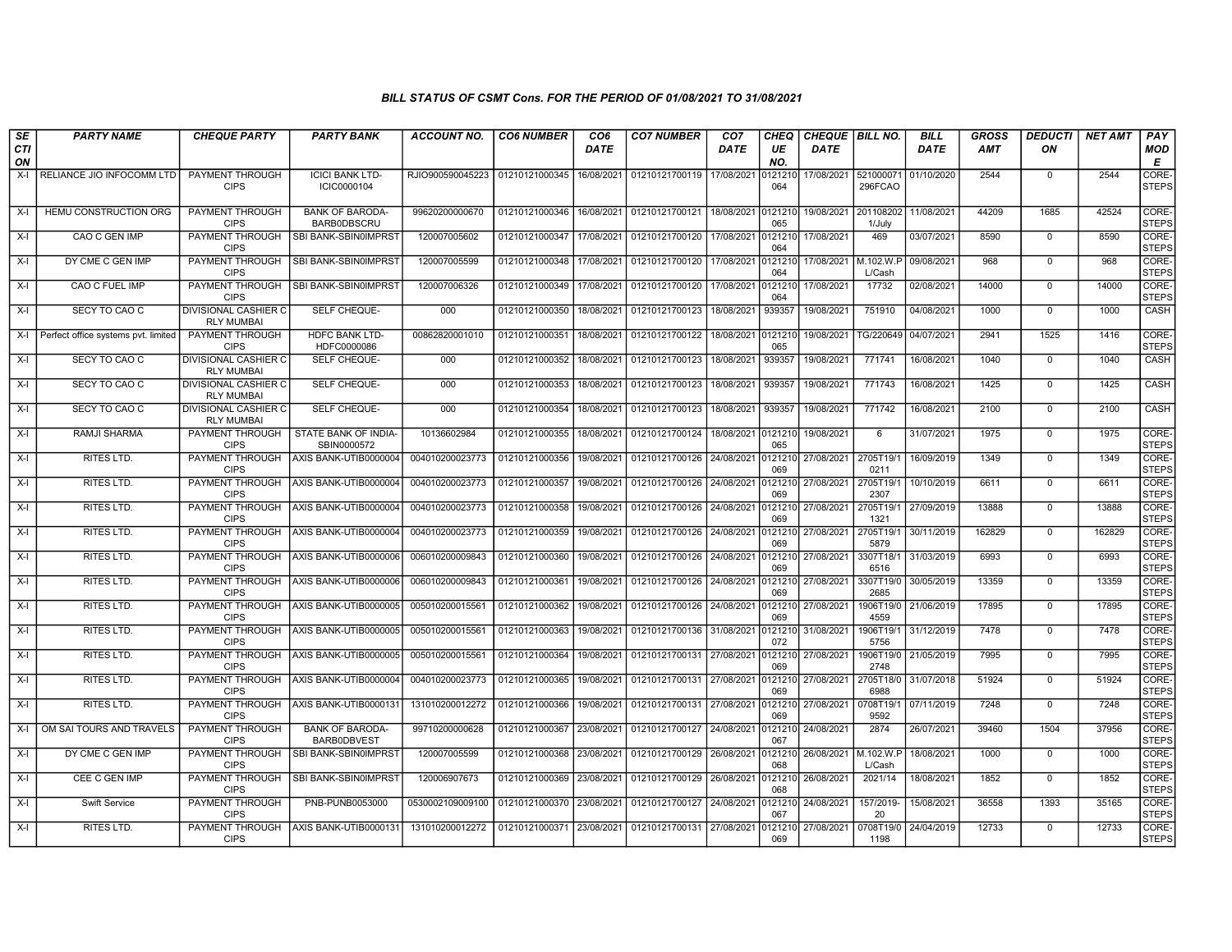### BILL STATUS OF CSMT Cons. FOR THE PERIOD OF 01/08/2021 TO 31/08/2021

| SECTION | PARTY NAME | CHEQUE PARTY | PARTY BANK | ACCOUNT NO. | CO6 NUMBER | CO6 DATE | CO7 NUMBER | CO7 DATE | CHEQUE NO. | CHEQUE DATE | BILL NO. | BILL DATE | GROSS AMT | DEDUCTION | NET AMT | PAY MODE |
|---|---|---|---|---|---|---|---|---|---|---|---|---|---|---|---|---|
| X-I | RELIANCE JIO INFOCOMM LTD | PAYMENT THROUGH CIPS | ICICI BANK LTD-ICIC0000104 | RJIO900590045223 | 01210121000345 | 16/08/2021 | 01210121700119 | 17/08/2021 | 0121210064 | 17/08/2021 | 521000071296FCAO | 01/10/2020 | 2544 | 0 | 2544 | CORE-STEPS |
| X-I | HEMU CONSTRUCTION ORG | PAYMENT THROUGH CIPS | BANK OF BARODA-BARB0DBSCRU | 99620200000670 | 01210121000346 | 16/08/2021 | 01210121700121 | 18/08/2021 | 0121210065 | 19/08/2021 | 2011082021/July | 11/08/2021 | 44209 | 1685 | 42524 | CORE-STEPS |
| X-I | CAO C GEN IMP | PAYMENT THROUGH CIPS | SBI BANK-SBIN0IMPRST | 120007005602 | 01210121000347 | 17/08/2021 | 01210121700120 | 17/08/2021 | 0121210064 | 17/08/2021 | 469 | 03/07/2021 | 8590 | 0 | 8590 | CORE-STEPS |
| X-I | DY CME C GEN IMP | PAYMENT THROUGH CIPS | SBI BANK-SBIN0IMPRST | 120007005599 | 01210121000348 | 17/08/2021 | 01210121700120 | 17/08/2021 | 0121210064 | 17/08/2021 | M.102.W.PL/Cash | 09/08/2021 | 968 | 0 | 968 | CORE-STEPS |
| X-I | CAO C FUEL IMP | PAYMENT THROUGH CIPS | SBI BANK-SBIN0IMPRST | 120007006326 | 01210121000349 | 17/08/2021 | 01210121700120 | 17/08/2021 | 0121210064 | 17/08/2021 | 17732 | 02/08/2021 | 14000 | 0 | 14000 | CORE-STEPS |
| X-I | SECY TO CAO C | DIVISIONAL CASHIER C RLY MUMBAI | SELF CHEQUE- | 000 | 01210121000350 | 18/08/2021 | 01210121700123 | 18/08/2021 | 939357 | 19/08/2021 | 751910 | 04/08/2021 | 1000 | 0 | 1000 | CASH |
| X-I | Perfect office systems pvt. limited | PAYMENT THROUGH CIPS | HDFC BANK LTD-HDFC0000086 | 00862820001010 | 01210121000351 | 18/08/2021 | 01210121700122 | 18/08/2021 | 0121210065 | 19/08/2021 | TG/220649 | 04/07/2021 | 2941 | 1525 | 1416 | CORE-STEPS |
| X-I | SECY TO CAO C | DIVISIONAL CASHIER C RLY MUMBAI | SELF CHEQUE- | 000 | 01210121000352 | 18/08/2021 | 01210121700123 | 18/08/2021 | 939357 | 19/08/2021 | 771741 | 16/08/2021 | 1040 | 0 | 1040 | CASH |
| X-I | SECY TO CAO C | DIVISIONAL CASHIER C RLY MUMBAI | SELF CHEQUE- | 000 | 01210121000353 | 18/08/2021 | 01210121700123 | 18/08/2021 | 939357 | 19/08/2021 | 771743 | 16/08/2021 | 1425 | 0 | 1425 | CASH |
| X-I | SECY TO CAO C | DIVISIONAL CASHIER C RLY MUMBAI | SELF CHEQUE- | 000 | 01210121000354 | 18/08/2021 | 01210121700123 | 18/08/2021 | 939357 | 19/08/2021 | 771742 | 16/08/2021 | 2100 | 0 | 2100 | CASH |
| X-I | RAMJI SHARMA | PAYMENT THROUGH CIPS | STATE BANK OF INDIA-SBIN0000572 | 10136602984 | 01210121000355 | 18/08/2021 | 01210121700124 | 18/08/2021 | 0121210065 | 19/08/2021 | 6 | 31/07/2021 | 1975 | 0 | 1975 | CORE-STEPS |
| X-I | RITES LTD. | PAYMENT THROUGH CIPS | AXIS BANK-UTIB0000004 | 004010200023773 | 01210121000356 | 19/08/2021 | 01210121700126 | 24/08/2021 | 0121210069 | 27/08/2021 | 2705T19/10211 | 16/09/2019 | 1349 | 0 | 1349 | CORE-STEPS |
| X-I | RITES LTD. | PAYMENT THROUGH CIPS | AXIS BANK-UTIB0000004 | 004010200023773 | 01210121000357 | 19/08/2021 | 01210121700126 | 24/08/2021 | 0121210069 | 27/08/2021 | 2705T19/12307 | 10/10/2019 | 6611 | 0 | 6611 | CORE-STEPS |
| X-I | RITES LTD. | PAYMENT THROUGH CIPS | AXIS BANK-UTIB0000004 | 004010200023773 | 01210121000358 | 19/08/2021 | 01210121700126 | 24/08/2021 | 0121210069 | 27/08/2021 | 2705T19/11321 | 27/09/2019 | 13888 | 0 | 13888 | CORE-STEPS |
| X-I | RITES LTD. | PAYMENT THROUGH CIPS | AXIS BANK-UTIB0000004 | 004010200023773 | 01210121000359 | 19/08/2021 | 01210121700126 | 24/08/2021 | 0121210069 | 27/08/2021 | 2705T19/15879 | 30/11/2019 | 162829 | 0 | 162829 | CORE-STEPS |
| X-I | RITES LTD. | PAYMENT THROUGH CIPS | AXIS BANK-UTIB0000006 | 006010200009843 | 01210121000360 | 19/08/2021 | 01210121700126 | 24/08/2021 | 0121210069 | 27/08/2021 | 3307T18/16516 | 31/03/2019 | 6993 | 0 | 6993 | CORE-STEPS |
| X-I | RITES LTD. | PAYMENT THROUGH CIPS | AXIS BANK-UTIB0000006 | 006010200009843 | 01210121000361 | 19/08/2021 | 01210121700126 | 24/08/2021 | 0121210069 | 27/08/2021 | 3307T19/02685 | 30/05/2019 | 13359 | 0 | 13359 | CORE-STEPS |
| X-I | RITES LTD. | PAYMENT THROUGH CIPS | AXIS BANK-UTIB0000005 | 005010200015561 | 01210121000362 | 19/08/2021 | 01210121700126 | 24/08/2021 | 0121210069 | 27/08/2021 | 1906T19/04559 | 21/06/2019 | 17895 | 0 | 17895 | CORE-STEPS |
| X-I | RITES LTD. | PAYMENT THROUGH CIPS | AXIS BANK-UTIB0000005 | 005010200015561 | 01210121000363 | 19/08/2021 | 01210121700136 | 31/08/2021 | 0121210072 | 31/08/2021 | 1906T19/15756 | 31/12/2019 | 7478 | 0 | 7478 | CORE-STEPS |
| X-I | RITES LTD. | PAYMENT THROUGH CIPS | AXIS BANK-UTIB0000005 | 005010200015561 | 01210121000364 | 19/08/2021 | 01210121700131 | 27/08/2021 | 0121210069 | 27/08/2021 | 1906T19/02748 | 21/05/2019 | 7995 | 0 | 7995 | CORE-STEPS |
| X-I | RITES LTD. | PAYMENT THROUGH CIPS | AXIS BANK-UTIB0000004 | 004010200023773 | 01210121000365 | 19/08/2021 | 01210121700131 | 27/08/2021 | 0121210069 | 27/08/2021 | 2705T18/06988 | 31/07/2018 | 51924 | 0 | 51924 | CORE-STEPS |
| X-I | RITES LTD. | PAYMENT THROUGH CIPS | AXIS BANK-UTIB0000131 | 131010200012272 | 01210121000366 | 19/08/2021 | 01210121700131 | 27/08/2021 | 0121210069 | 27/08/2021 | 0708T19/19592 | 07/11/2019 | 7248 | 0 | 7248 | CORE-STEPS |
| X-I | OM SAI TOURS AND TRAVELS | PAYMENT THROUGH CIPS | BANK OF BARODA-BARB0DBVEST | 99710200000628 | 01210121000367 | 23/08/2021 | 01210121700127 | 24/08/2021 | 0121210067 | 24/08/2021 | 2874 | 26/07/2021 | 39460 | 1504 | 37956 | CORE-STEPS |
| X-I | DY CME C GEN IMP | PAYMENT THROUGH CIPS | SBI BANK-SBIN0IMPRST | 120007005599 | 01210121000368 | 23/08/2021 | 01210121700129 | 26/08/2021 | 0121210068 | 26/08/2021 | M.102.W.PL/Cash | 18/08/2021 | 1000 | 0 | 1000 | CORE-STEPS |
| X-I | CEE C GEN IMP | PAYMENT THROUGH CIPS | SBI BANK-SBIN0IMPRST | 120006907673 | 01210121000369 | 23/08/2021 | 01210121700129 | 26/08/2021 | 0121210068 | 26/08/2021 | 2021/14 | 18/08/2021 | 1852 | 0 | 1852 | CORE-STEPS |
| X-I | Swift Service | PAYMENT THROUGH CIPS | PNB-PUNB0053000 | 0530002109009100 | 01210121000370 | 23/08/2021 | 01210121700127 | 24/08/2021 | 0121210067 | 24/08/2021 | 157/2019-20 | 15/08/2021 | 36558 | 1393 | 35165 | CORE-STEPS |
| X-I | RITES LTD. | PAYMENT THROUGH CIPS | AXIS BANK-UTIB0000131 | 131010200012272 | 01210121000371 | 23/08/2021 | 01210121700131 | 27/08/2021 | 0121210069 | 27/08/2021 | 0708T19/01198 | 24/04/2019 | 12733 | 0 | 12733 | CORE-STEPS |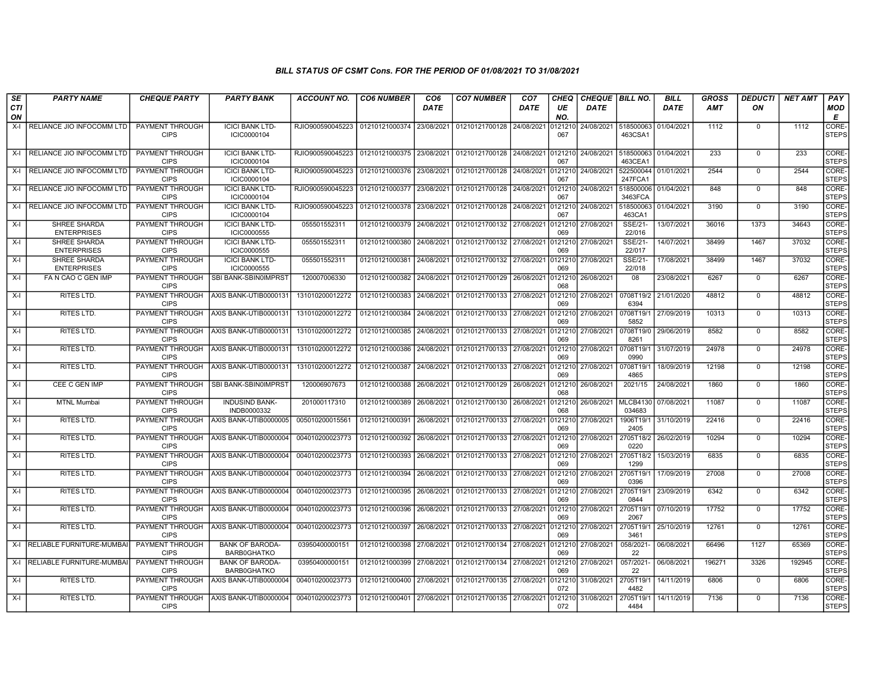### BILL STATUS OF CSMT Cons. FOR THE PERIOD OF 01/08/2021 TO 31/08/2021

| SECTION | PARTY NAME | CHEQUE PARTY | PARTY BANK | ACCOUNT NO. | CO6 NUMBER | CO6 DATE | CO7 NUMBER | CO7 DATE | CHEQUE NO. | CHEQUE DATE | BILL NO. | BILL DATE | GROSS AMT | DEDUCTION | NET AMT | PAY MODE |
|---|---|---|---|---|---|---|---|---|---|---|---|---|---|---|---|---|
| X-I | RELIANCE JIO INFOCOMM LTD | PAYMENT THROUGH CIPS | ICICI BANK LTD-ICIC0000104 | RJIO900590045223 | 01210121000374 | 23/08/2021 | 01210121700128 | 24/08/2021 | 0121210067 | 24/08/2021 | 518500063463CSA1 | 01/04/2021 | 1112 | 0 | 1112 | CORE-STEPS |
| X-I | RELIANCE JIO INFOCOMM LTD | PAYMENT THROUGH CIPS | ICICI BANK LTD-ICIC0000104 | RJIO900590045223 | 01210121000375 | 23/08/2021 | 01210121700128 | 24/08/2021 | 0121210067 | 24/08/2021 | 518500063463CEA1 | 01/04/2021 | 233 | 0 | 233 | CORE-STEPS |
| X-I | RELIANCE JIO INFOCOMM LTD | PAYMENT THROUGH CIPS | ICICI BANK LTD-ICIC0000104 | RJIO900590045223 | 01210121000376 | 23/08/2021 | 01210121700128 | 24/08/2021 | 0121210067 | 24/08/2021 | 522500044247FCA1 | 01/01/2021 | 2544 | 0 | 2544 | CORE-STEPS |
| X-I | RELIANCE JIO INFOCOMM LTD | PAYMENT THROUGH CIPS | ICICI BANK LTD-ICIC0000104 | RJIO900590045223 | 01210121000377 | 23/08/2021 | 01210121700128 | 24/08/2021 | 0121210067 | 24/08/2021 | 5185000063463FCA | 01/04/2021 | 848 | 0 | 848 | CORE-STEPS |
| X-I | RELIANCE JIO INFOCOMM LTD | PAYMENT THROUGH CIPS | ICICI BANK LTD-ICIC0000104 | RJIO900590045223 | 01210121000378 | 23/08/2021 | 01210121700128 | 24/08/2021 | 0121210067 | 24/08/2021 | 518500063463CA1 | 01/04/2021 | 3190 | 0 | 3190 | CORE-STEPS |
| X-I | SHREE SHARDA ENTERPRISES | PAYMENT THROUGH CIPS | ICICI BANK LTD-ICIC0000555 | 055501552311 | 01210121000379 | 24/08/2021 | 01210121700132 | 27/08/2021 | 0121210069 | 27/08/2021 | SSE/21-22/016 | 13/07/2021 | 36016 | 1373 | 34643 | CORE-STEPS |
| X-I | SHREE SHARDA ENTERPRISES | PAYMENT THROUGH CIPS | ICICI BANK LTD-ICIC0000555 | 055501552311 | 01210121000380 | 24/08/2021 | 01210121700132 | 27/08/2021 | 0121210069 | 27/08/2021 | SSE/21-22/017 | 14/07/2021 | 38499 | 1467 | 37032 | CORE-STEPS |
| X-I | SHREE SHARDA ENTERPRISES | PAYMENT THROUGH CIPS | ICICI BANK LTD-ICIC0000555 | 055501552311 | 01210121000381 | 24/08/2021 | 01210121700132 | 27/08/2021 | 0121210069 | 27/08/2021 | SSE/21-22/018 | 17/08/2021 | 38499 | 1467 | 37032 | CORE-STEPS |
| X-I | FA N CAO C GEN IMP | PAYMENT THROUGH CIPS | SBI BANK-SBIN0IMPRST | 120007006330 | 01210121000382 | 24/08/2021 | 01210121700129 | 26/08/2021 | 0121210068 | 26/08/2021 | 08 | 23/08/2021 | 6267 | 0 | 6267 | CORE-STEPS |
| X-I | RITES LTD. | PAYMENT THROUGH CIPS | AXIS BANK-UTIB0000131 | 131010200012272 | 01210121000383 | 24/08/2021 | 01210121700133 | 27/08/2021 | 0121210069 | 27/08/2021 | 0708T19/26394 | 21/01/2020 | 48812 | 0 | 48812 | CORE-STEPS |
| X-I | RITES LTD. | PAYMENT THROUGH CIPS | AXIS BANK-UTIB0000131 | 131010200012272 | 01210121000384 | 24/08/2021 | 01210121700133 | 27/08/2021 | 0121210069 | 27/08/2021 | 0708T19/15852 | 27/09/2019 | 10313 | 0 | 10313 | CORE-STEPS |
| X-I | RITES LTD. | PAYMENT THROUGH CIPS | AXIS BANK-UTIB0000131 | 131010200012272 | 01210121000385 | 24/08/2021 | 01210121700133 | 27/08/2021 | 0121210069 | 27/08/2021 | 0708T19/08261 | 29/06/2019 | 8582 | 0 | 8582 | CORE-STEPS |
| X-I | RITES LTD. | PAYMENT THROUGH CIPS | AXIS BANK-UTIB0000131 | 131010200012272 | 01210121000386 | 24/08/2021 | 01210121700133 | 27/08/2021 | 0121210069 | 27/08/2021 | 0708T19/10990 | 31/07/2019 | 24978 | 0 | 24978 | CORE-STEPS |
| X-I | RITES LTD. | PAYMENT THROUGH CIPS | AXIS BANK-UTIB0000131 | 131010200012272 | 01210121000387 | 24/08/2021 | 01210121700133 | 27/08/2021 | 0121210069 | 27/08/2021 | 0708T19/14865 | 18/09/2019 | 12198 | 0 | 12198 | CORE-STEPS |
| X-I | CEE C GEN IMP | PAYMENT THROUGH CIPS | SBI BANK-SBIN0IMPRST | 120006907673 | 01210121000388 | 26/08/2021 | 01210121700129 | 26/08/2021 | 0121210068 | 26/08/2021 | 2021/15 | 24/08/2021 | 1860 | 0 | 1860 | CORE-STEPS |
| X-I | MTNL Mumbai | PAYMENT THROUGH CIPS | INDUSIND BANK-INDB0000332 | 201000117310 | 01210121000389 | 26/08/2021 | 01210121700130 | 26/08/2021 | 0121210068 | 26/08/2021 | MLCB4130034683 | 07/08/2021 | 11087 | 0 | 11087 | CORE-STEPS |
| X-I | RITES LTD. | PAYMENT THROUGH CIPS | AXIS BANK-UTIB0000005 | 005010200015561 | 01210121000391 | 26/08/2021 | 01210121700133 | 27/08/2021 | 0121210069 | 27/08/2021 | 1906T19/12405 | 31/10/2019 | 22416 | 0 | 22416 | CORE-STEPS |
| X-I | RITES LTD. | PAYMENT THROUGH CIPS | AXIS BANK-UTIB0000004 | 004010200023773 | 01210121000392 | 26/08/2021 | 01210121700133 | 27/08/2021 | 0121210069 | 27/08/2021 | 2705T18/20220 | 26/02/2019 | 10294 | 0 | 10294 | CORE-STEPS |
| X-I | RITES LTD. | PAYMENT THROUGH CIPS | AXIS BANK-UTIB0000004 | 004010200023773 | 01210121000393 | 26/08/2021 | 01210121700133 | 27/08/2021 | 0121210069 | 27/08/2021 | 2705T18/21299 | 15/03/2019 | 6835 | 0 | 6835 | CORE-STEPS |
| X-I | RITES LTD. | PAYMENT THROUGH CIPS | AXIS BANK-UTIB0000004 | 004010200023773 | 01210121000394 | 26/08/2021 | 01210121700133 | 27/08/2021 | 0121210069 | 27/08/2021 | 2705T19/10396 | 17/09/2019 | 27008 | 0 | 27008 | CORE-STEPS |
| X-I | RITES LTD. | PAYMENT THROUGH CIPS | AXIS BANK-UTIB0000004 | 004010200023773 | 01210121000395 | 26/08/2021 | 01210121700133 | 27/08/2021 | 0121210069 | 27/08/2021 | 2705T19/10844 | 23/09/2019 | 6342 | 0 | 6342 | CORE-STEPS |
| X-I | RITES LTD. | PAYMENT THROUGH CIPS | AXIS BANK-UTIB0000004 | 004010200023773 | 01210121000396 | 26/08/2021 | 01210121700133 | 27/08/2021 | 0121210069 | 27/08/2021 | 2705T19/12067 | 07/10/2019 | 17752 | 0 | 17752 | CORE-STEPS |
| X-I | RITES LTD. | PAYMENT THROUGH CIPS | AXIS BANK-UTIB0000004 | 004010200023773 | 01210121000397 | 26/08/2021 | 01210121700133 | 27/08/2021 | 0121210069 | 27/08/2021 | 2705T19/13461 | 25/10/2019 | 12761 | 0 | 12761 | CORE-STEPS |
| X-I | RELIABLE FURNITURE-MUMBAI | PAYMENT THROUGH CIPS | BANK OF BARODA-BARB0GHATKO | 03950400000151 | 01210121000398 | 27/08/2021 | 01210121700134 | 27/08/2021 | 0121210069 | 27/08/2021 | 058/2021-22 | 06/08/2021 | 66496 | 1127 | 65369 | CORE-STEPS |
| X-I | RELIABLE FURNITURE-MUMBAI | PAYMENT THROUGH CIPS | BANK OF BARODA-BARB0GHATKO | 03950400000151 | 01210121000399 | 27/08/2021 | 01210121700134 | 27/08/2021 | 0121210069 | 27/08/2021 | 057/2021-22 | 06/08/2021 | 196271 | 3326 | 192945 | CORE-STEPS |
| X-I | RITES LTD. | PAYMENT THROUGH CIPS | AXIS BANK-UTIB0000004 | 004010200023773 | 01210121000400 | 27/08/2021 | 01210121700135 | 27/08/2021 | 0121210072 | 31/08/2021 | 2705T19/14482 | 14/11/2019 | 6806 | 0 | 6806 | CORE-STEPS |
| X-I | RITES LTD. | PAYMENT THROUGH CIPS | AXIS BANK-UTIB0000004 | 004010200023773 | 01210121000401 | 27/08/2021 | 01210121700135 | 27/08/2021 | 0121210072 | 31/08/2021 | 2705T19/14484 | 14/11/2019 | 7136 | 0 | 7136 | CORE-STEPS |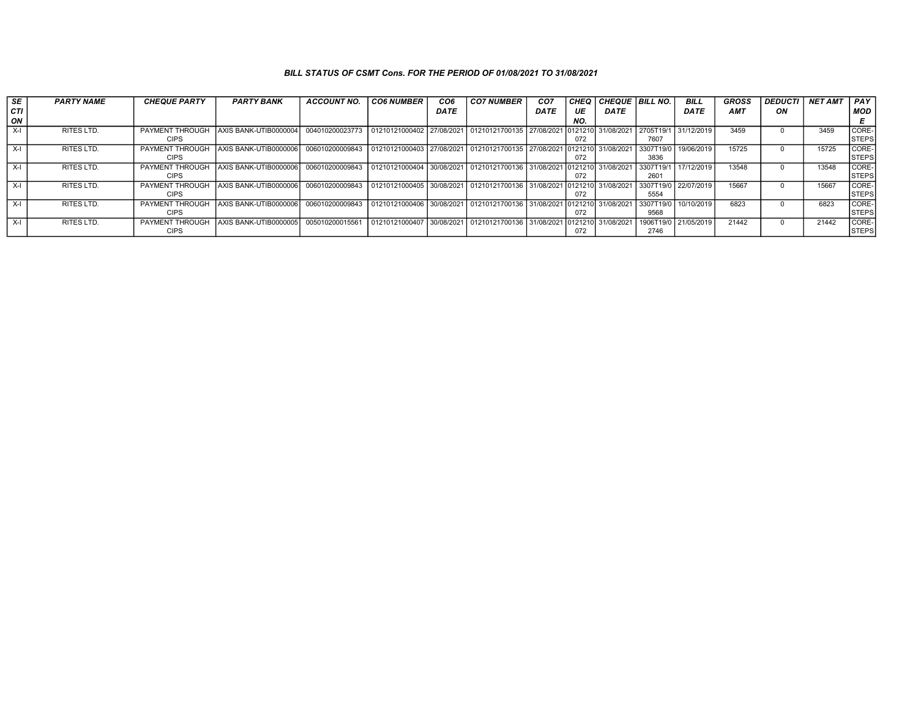### *BILL STATUS OF CSMT Cons. FOR THE PERIOD OF 01/08/2021 TO 31/08/2021*

| SECTION | PARTY NAME | CHEQUE PARTY | PARTY BANK | ACCOUNT NO. | CO6 NUMBER | CO6 DATE | CO7 NUMBER | CO7 DATE | CHEQUE NO. | CHEQUE DATE | BILL NO. | BILL DATE | GROSS AMT | DEDUCTION | NET AMT | PAY MODE |
|---|---|---|---|---|---|---|---|---|---|---|---|---|---|---|---|---|
| X-I | RITES LTD. | PAYMENT THROUGH CIPS | AXIS BANK-UTIB0000004 | 004010200023773 | 01210121000402 | 27/08/2021 | 01210121700135 | 27/08/2021 | 0121210072 | 31/08/2021 | 2705T19/17607 | 31/12/2019 | 3459 | 0 | 3459 | CORE-STEPS |
| X-I | RITES LTD. | PAYMENT THROUGH CIPS | AXIS BANK-UTIB0000006 | 006010200009843 | 01210121000403 | 27/08/2021 | 01210121700135 | 27/08/2021 | 0121210072 | 31/08/2021 | 3307T19/03836 | 19/06/2019 | 15725 | 0 | 15725 | CORE-STEPS |
| X-I | RITES LTD. | PAYMENT THROUGH CIPS | AXIS BANK-UTIB0000006 | 006010200009843 | 01210121000404 | 30/08/2021 | 01210121700136 | 31/08/2021 | 0121210072 | 31/08/2021 | 3307T19/12601 | 17/12/2019 | 13548 | 0 | 13548 | CORE-STEPS |
| X-I | RITES LTD. | PAYMENT THROUGH CIPS | AXIS BANK-UTIB0000006 | 006010200009843 | 01210121000405 | 30/08/2021 | 01210121700136 | 31/08/2021 | 0121210072 | 31/08/2021 | 3307T19/05554 | 22/07/2019 | 15667 | 0 | 15667 | CORE-STEPS |
| X-I | RITES LTD. | PAYMENT THROUGH CIPS | AXIS BANK-UTIB0000006 | 006010200009843 | 01210121000406 | 30/08/2021 | 01210121700136 | 31/08/2021 | 0121210072 | 31/08/2021 | 3307T19/09568 | 10/10/2019 | 6823 | 0 | 6823 | CORE-STEPS |
| X-I | RITES LTD. | PAYMENT THROUGH CIPS | AXIS BANK-UTIB0000005 | 005010200015561 | 01210121000407 | 30/08/2021 | 01210121700136 | 31/08/2021 | 0121210072 | 31/08/2021 | 1906T19/02746 | 21/05/2019 | 21442 | 0 | 21442 | CORE-STEPS |